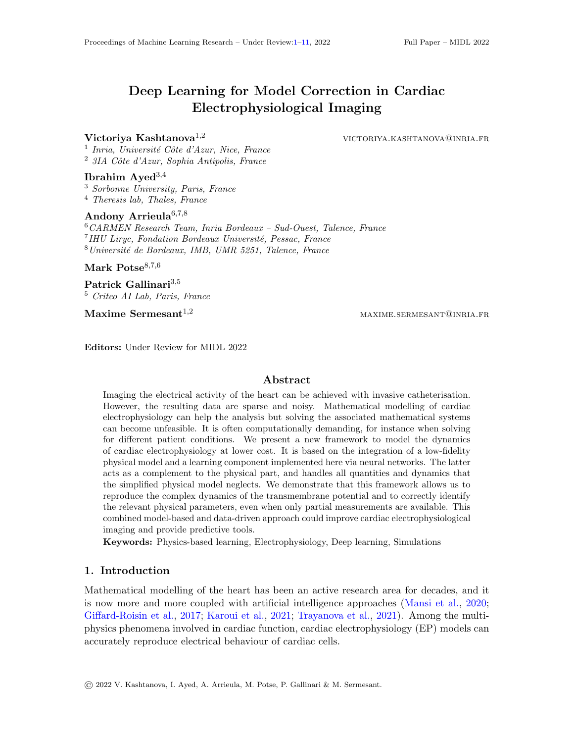# Deep Learning for Model Correction in Cardiac Electrophysiological Imaging

**Victoriya Kashtanova**[1,2] VICTORIYA.KASHTANOVA@INRIA.FR

[1] *Inria, Université Côte d'Azur, Nice, France*
[2] *3IA Côte d'Azur, Sophia Antipolis, France*

**Ibrahim Ayed**[3,4]

[3] *Sorbonne University, Paris, France*
[4] *Theresis lab, Thales, France*

**Andony Arrieula**[6,7,8]

[6] *CARMEN Research Team, Inria Bordeaux – Sud-Ouest, Talence, France*
[7] *IHU Liryc, Fondation Bordeaux Université, Pessac, France*
[8] *Université de Bordeaux, IMB, UMR 5251, Talence, France*

**Mark Potse**[8,7,6]

**Patrick Gallinari**[3,5]

[5] *Criteo AI Lab, Paris, France*

**Maxime Sermesant**[1,2] MAXIME.SERMESANT@INRIA.FR

**Editors:** Under Review for MIDL 2022

## Abstract

Imaging the electrical activity of the heart can be achieved with invasive catheterisation. However, the resulting data are sparse and noisy. Mathematical modelling of cardiac electrophysiology can help the analysis but solving the associated mathematical systems can become unfeasible. It is often computationally demanding, for instance when solving for different patient conditions. We present a new framework to model the dynamics of cardiac electrophysiology at lower cost. It is based on the integration of a low-fidelity physical model and a learning component implemented here via neural networks. The latter acts as a complement to the physical part, and handles all quantities and dynamics that the simplified physical model neglects. We demonstrate that this framework allows us to reproduce the complex dynamics of the transmembrane potential and to correctly identify the relevant physical parameters, even when only partial measurements are available. This combined model-based and data-driven approach could improve cardiac electrophysiological imaging and provide predictive tools.

**Keywords:** Physics-based learning, Electrophysiology, Deep learning, Simulations

## 1. Introduction

Mathematical modelling of the heart has been an active research area for decades, and it is now more and more coupled with artificial intelligence approaches (Mansi et al., 2020; Giffard-Roisin et al., 2017; Karoui et al., 2021; Trayanova et al., 2021). Among the multi-physics phenomena involved in cardiac function, cardiac electrophysiology (EP) models can accurately reproduce electrical behaviour of cardiac cells.

© 2022 V. Kashtanova, I. Ayed, A. Arrieula, M. Potse, P. Gallinari & M. Sermesant.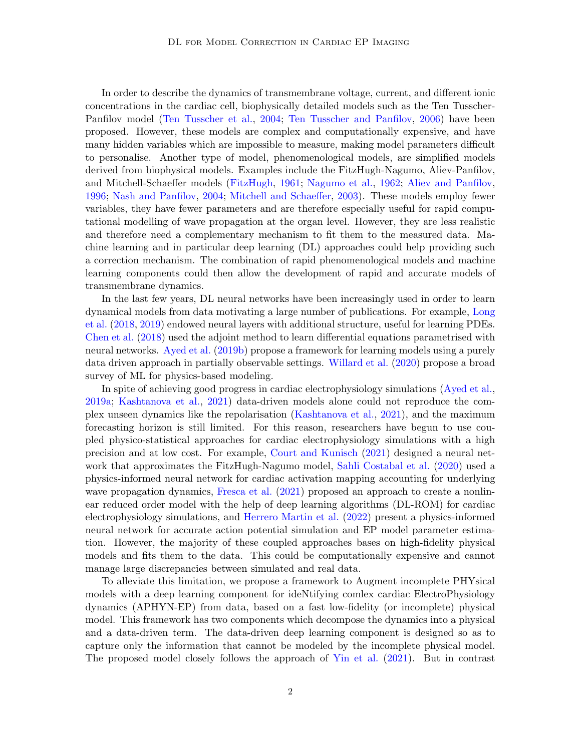In order to describe the dynamics of transmembrane voltage, current, and different ionic concentrations in the cardiac cell, biophysically detailed models such as the Ten Tusscher-Panfilov model (Ten Tusscher et al., 2004; Ten Tusscher and Panfilov, 2006) have been proposed. However, these models are complex and computationally expensive, and have many hidden variables which are impossible to measure, making model parameters difficult to personalise. Another type of model, phenomenological models, are simplified models derived from biophysical models. Examples include the FitzHugh-Nagumo, Aliev-Panfilov, and Mitchell-Schaeffer models (FitzHugh, 1961; Nagumo et al., 1962; Aliev and Panfilov, 1996; Nash and Panfilov, 2004; Mitchell and Schaeffer, 2003). These models employ fewer variables, they have fewer parameters and are therefore especially useful for rapid computational modelling of wave propagation at the organ level. However, they are less realistic and therefore need a complementary mechanism to fit them to the measured data. Machine learning and in particular deep learning (DL) approaches could help providing such a correction mechanism. The combination of rapid phenomenological models and machine learning components could then allow the development of rapid and accurate models of transmembrane dynamics.

In the last few years, DL neural networks have been increasingly used in order to learn dynamical models from data motivating a large number of publications. For example, Long et al. (2018, 2019) endowed neural layers with additional structure, useful for learning PDEs. Chen et al. (2018) used the adjoint method to learn differential equations parametrised with neural networks. Ayed et al. (2019b) propose a framework for learning models using a purely data driven approach in partially observable settings. Willard et al. (2020) propose a broad survey of ML for physics-based modeling.

In spite of achieving good progress in cardiac electrophysiology simulations (Ayed et al., 2019a; Kashtanova et al., 2021) data-driven models alone could not reproduce the complex unseen dynamics like the repolarisation (Kashtanova et al., 2021), and the maximum forecasting horizon is still limited. For this reason, researchers have begun to use coupled physico-statistical approaches for cardiac electrophysiology simulations with a high precision and at low cost. For example, Court and Kunisch (2021) designed a neural network that approximates the FitzHugh-Nagumo model, Sahli Costabal et al. (2020) used a physics-informed neural network for cardiac activation mapping accounting for underlying wave propagation dynamics, Fresca et al. (2021) proposed an approach to create a nonlinear reduced order model with the help of deep learning algorithms (DL-ROM) for cardiac electrophysiology simulations, and Herrero Martin et al. (2022) present a physics-informed neural network for accurate action potential simulation and EP model parameter estimation. However, the majority of these coupled approaches bases on high-fidelity physical models and fits them to the data. This could be computationally expensive and cannot manage large discrepancies between simulated and real data.

To alleviate this limitation, we propose a framework to Augment incomplete PHYsical models with a deep learning component for ideNtifying comlex cardiac ElectroPhysiology dynamics (APHYN-EP) from data, based on a fast low-fidelity (or incomplete) physical model. This framework has two components which decompose the dynamics into a physical and a data-driven term. The data-driven deep learning component is designed so as to capture only the information that cannot be modeled by the incomplete physical model. The proposed model closely follows the approach of Yin et al. (2021). But in contrast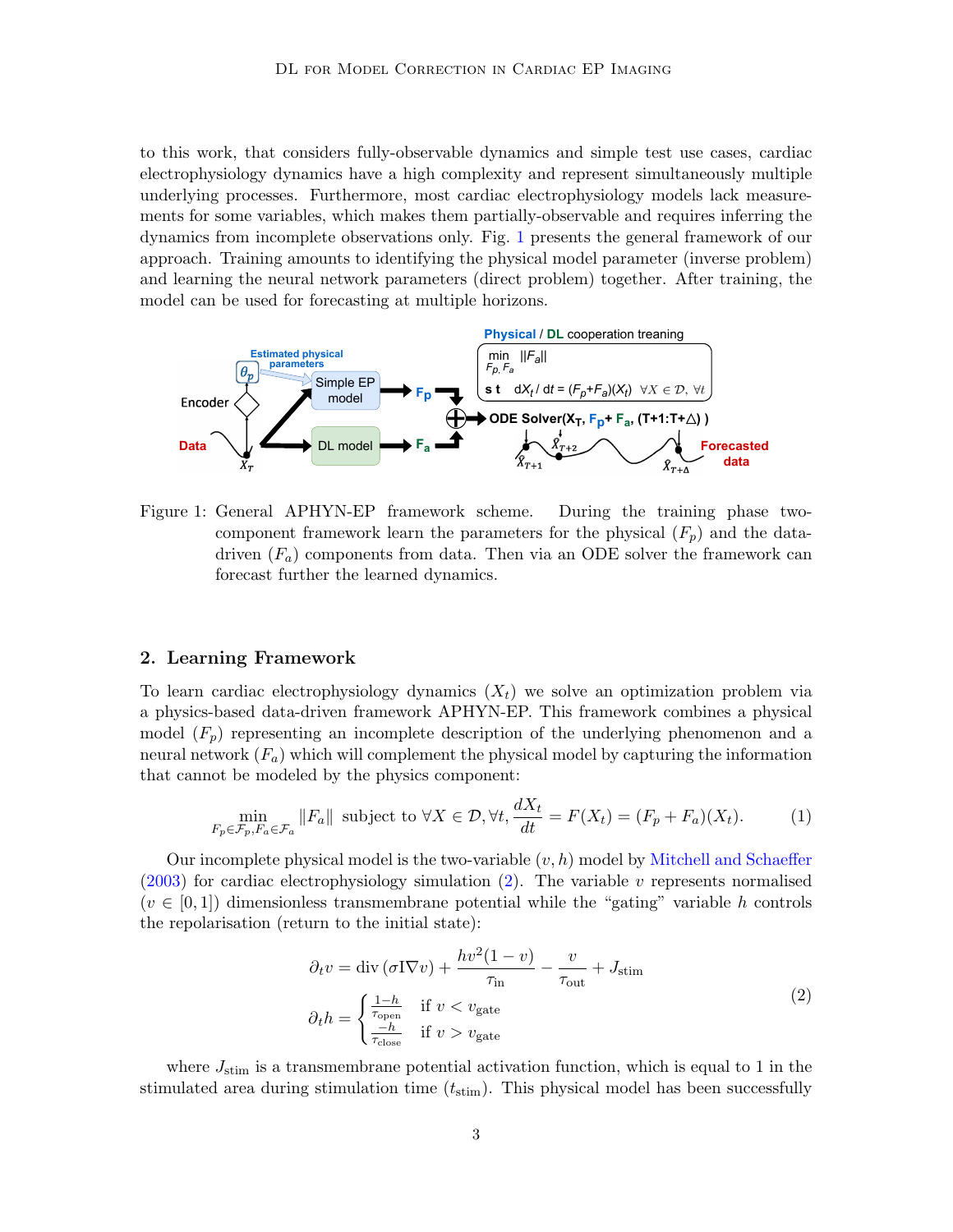to this work, that considers fully-observable dynamics and simple test use cases, cardiac electrophysiology dynamics have a high complexity and represent simultaneously multiple underlying processes. Furthermore, most cardiac electrophysiology models lack measurements for some variables, which makes them partially-observable and requires inferring the dynamics from incomplete observations only. Fig. 1 presents the general framework of our approach. Training amounts to identifying the physical model parameter (inverse problem) and learning the neural network parameters (direct problem) together. After training, the model can be used for forecasting at multiple horizons.

Figure 1: General APHYN-EP framework scheme. During the training phase two-component framework learn the parameters for the physical ($F_p$) and the data-driven ($F_a$) components from data. Then via an ODE solver the framework can forecast further the learned dynamics.

## 2. Learning Framework

To learn cardiac electrophysiology dynamics ($X_t$) we solve an optimization problem via a physics-based data-driven framework APHYN-EP. This framework combines a physical model ($F_p$) representing an incomplete description of the underlying phenomenon and a neural network ($F_a$) which will complement the physical model by capturing the information that cannot be modeled by the physics component:

$$\min_{F_p \in \mathcal{F}_p, F_a \in \mathcal{F}_a} \|F_a\| \text{ subject to } \forall X \in \mathcal{D}, \forall t, \frac{dX_t}{dt} = F(X_t) = (F_p + F_a)(X_t). \tag{1}$$

Our incomplete physical model is the two-variable $(v, h)$ model by Mitchell and Schaeffer (2003) for cardiac electrophysiology simulation (2). The variable $v$ represents normalised ($v \in [0, 1]$) dimensionless transmembrane potential while the "gating" variable $h$ controls the repolarisation (return to the initial state):

$$\begin{aligned} \partial_t v &= \operatorname{div}(\sigma \mathrm{I} \nabla v) + \frac{hv^2(1-v)}{\tau_{\text{in}}} - \frac{v}{\tau_{\text{out}}} + J_{\text{stim}} \\ \partial_t h &= \begin{cases} \frac{1-h}{\tau_{\text{open}}} & \text{if } v < v_{\text{gate}} \\ \frac{-h}{\tau_{\text{close}}} & \text{if } v > v_{\text{gate}} \end{cases} \end{aligned} \tag{2}$$

where $J_{\text{stim}}$ is a transmembrane potential activation function, which is equal to 1 in the stimulated area during stimulation time ($t_{\text{stim}}$). This physical model has been successfully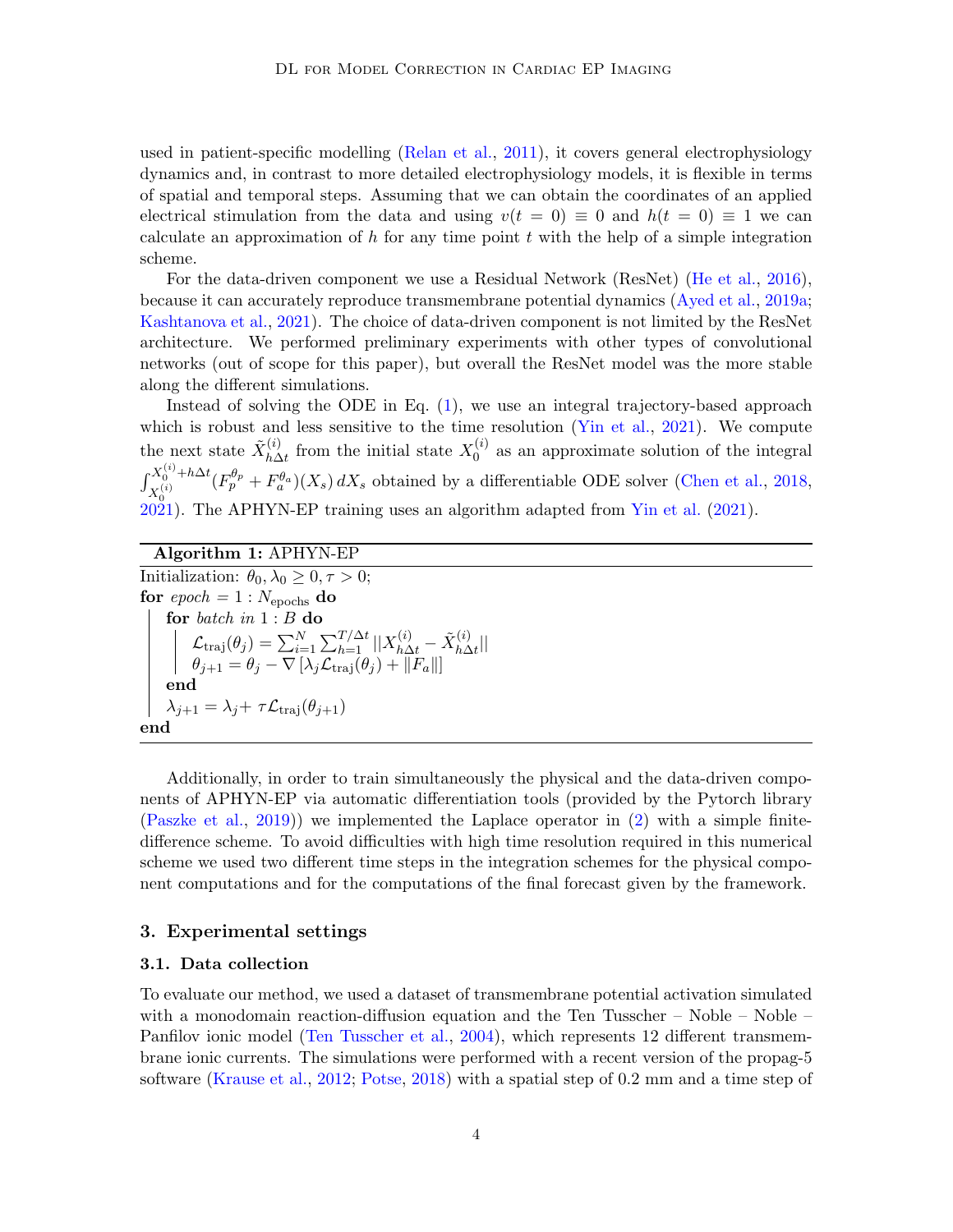used in patient-specific modelling (Relan et al., 2011), it covers general electrophysiology dynamics and, in contrast to more detailed electrophysiology models, it is flexible in terms of spatial and temporal steps. Assuming that we can obtain the coordinates of an applied electrical stimulation from the data and using $v(t = 0) \equiv 0$ and $h(t = 0) \equiv 1$ we can calculate an approximation of $h$ for any time point $t$ with the help of a simple integration scheme.

For the data-driven component we use a Residual Network (ResNet) (He et al., 2016), because it can accurately reproduce transmembrane potential dynamics (Ayed et al., 2019a; Kashtanova et al., 2021). The choice of data-driven component is not limited by the ResNet architecture. We performed preliminary experiments with other types of convolutional networks (out of scope for this paper), but overall the ResNet model was the more stable along the different simulations.

Instead of solving the ODE in Eq. (1), we use an integral trajectory-based approach which is robust and less sensitive to the time resolution (Yin et al., 2021). We compute the next state $\tilde{X}^{(i)}_{h\Delta t}$ from the initial state $X^{(i)}_0$ as an approximate solution of the integral $\int_{X_0^{(i)}}^{X_0^{(i)}+h\Delta t} (F_p^{\theta_p} + F_a^{\theta_a})(X_s)\, dX_s$ obtained by a differentiable ODE solver (Chen et al., 2018, 2021). The APHYN-EP training uses an algorithm adapted from Yin et al. (2021).

**Algorithm 1:** APHYN-EP

```
Initialization: θ_0, λ_0 ≥ 0, τ > 0;
for epoch = 1 : N_epochs do
    for batch in 1 : B do
        L_traj(θ_j) = Σ_{i=1}^{N} Σ_{h=1}^{T/Δt} ||X^{(i)}_{hΔt} − X̃^{(i)}_{hΔt}||
        θ_{j+1} = θ_j − ∇ [λ_j L_traj(θ_j) + ||F_a||]
    end
    λ_{j+1} = λ_j + τ L_traj(θ_{j+1})
end
```

Where:

$$\mathcal{L}_{\text{traj}}(\theta_j) = \sum_{i=1}^{N} \sum_{h=1}^{T/\Delta t} ||X^{(i)}_{h\Delta t} - \tilde{X}^{(i)}_{h\Delta t}||$$

$$\theta_{j+1} = \theta_j - \nabla \left[\lambda_j \mathcal{L}_{\text{traj}}(\theta_j) + \|F_a\|\right]$$

$$\lambda_{j+1} = \lambda_j + \tau \mathcal{L}_{\text{traj}}(\theta_{j+1})$$

Additionally, in order to train simultaneously the physical and the data-driven components of APHYN-EP via automatic differentiation tools (provided by the Pytorch library (Paszke et al., 2019)) we implemented the Laplace operator in (2) with a simple finite-difference scheme. To avoid difficulties with high time resolution required in this numerical scheme we used two different time steps in the integration schemes for the physical component computations and for the computations of the final forecast given by the framework.

## 3. Experimental settings

### 3.1. Data collection

To evaluate our method, we used a dataset of transmembrane potential activation simulated with a monodomain reaction-diffusion equation and the Ten Tusscher – Noble – Noble – Panfilov ionic model (Ten Tusscher et al., 2004), which represents 12 different transmembrane ionic currents. The simulations were performed with a recent version of the propag-5 software (Krause et al., 2012; Potse, 2018) with a spatial step of 0.2 mm and a time step of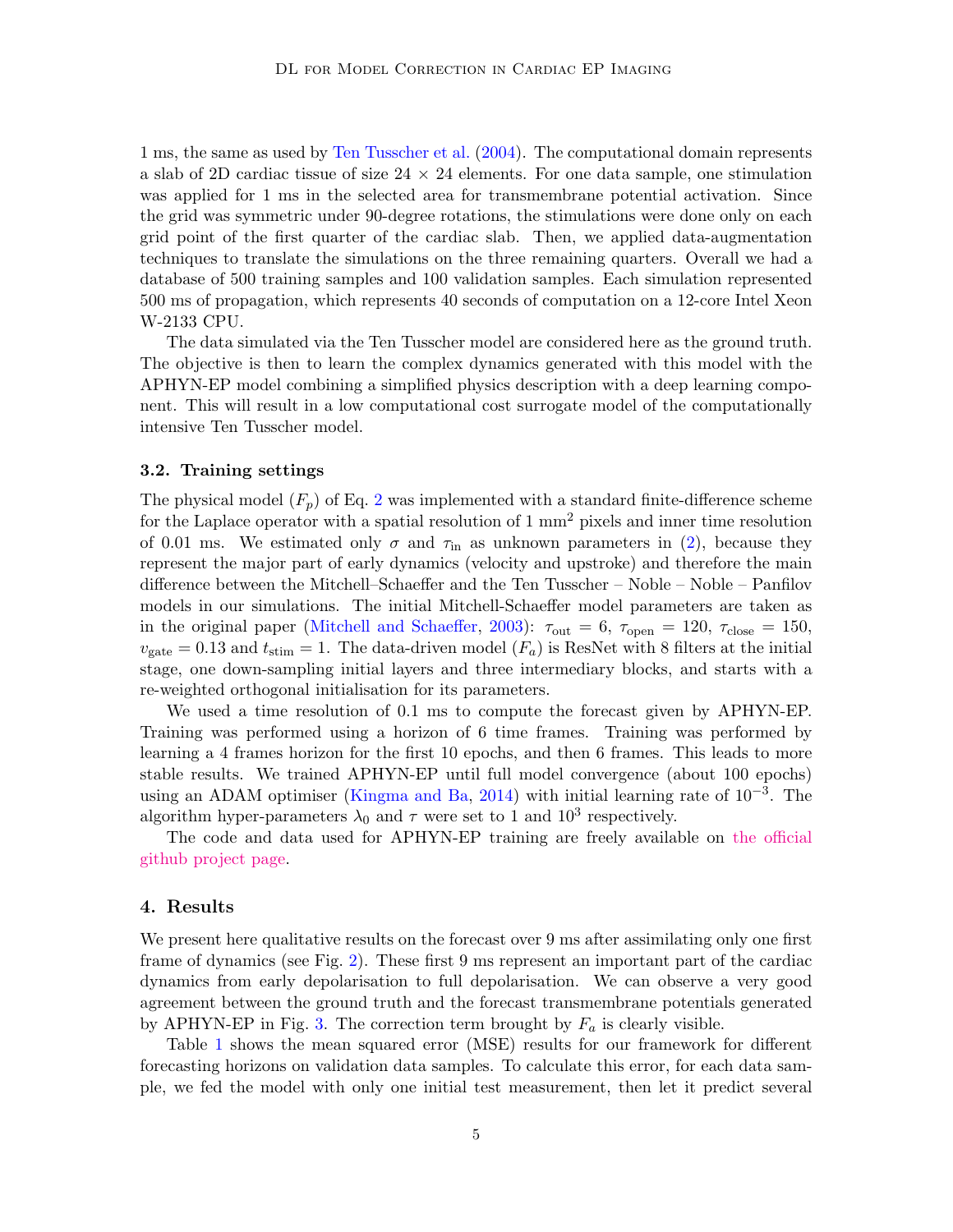1 ms, the same as used by Ten Tusscher et al. (2004). The computational domain represents a slab of 2D cardiac tissue of size 24 × 24 elements. For one data sample, one stimulation was applied for 1 ms in the selected area for transmembrane potential activation. Since the grid was symmetric under 90-degree rotations, the stimulations were done only on each grid point of the first quarter of the cardiac slab. Then, we applied data-augmentation techniques to translate the simulations on the three remaining quarters. Overall we had a database of 500 training samples and 100 validation samples. Each simulation represented 500 ms of propagation, which represents 40 seconds of computation on a 12-core Intel Xeon W-2133 CPU.

The data simulated via the Ten Tusscher model are considered here as the ground truth. The objective is then to learn the complex dynamics generated with this model with the APHYN-EP model combining a simplified physics description with a deep learning component. This will result in a low computational cost surrogate model of the computationally intensive Ten Tusscher model.

### 3.2. Training settings

The physical model ($F_p$) of Eq. 2 was implemented with a standard finite-difference scheme for the Laplace operator with a spatial resolution of 1 $\text{mm}^2$ pixels and inner time resolution of 0.01 ms. We estimated only $\sigma$ and $\tau_{\text{in}}$ as unknown parameters in (2), because they represent the major part of early dynamics (velocity and upstroke) and therefore the main difference between the Mitchell–Schaeffer and the Ten Tusscher – Noble – Noble – Panfilov models in our simulations. The initial Mitchell-Schaeffer model parameters are taken as in the original paper (Mitchell and Schaeffer, 2003): $\tau_{\text{out}} = 6$, $\tau_{\text{open}} = 120$, $\tau_{\text{close}} = 150$, $v_{\text{gate}} = 0.13$ and $t_{\text{stim}} = 1$. The data-driven model ($F_a$) is ResNet with 8 filters at the initial stage, one down-sampling initial layers and three intermediary blocks, and starts with a re-weighted orthogonal initialisation for its parameters.

We used a time resolution of 0.1 ms to compute the forecast given by APHYN-EP. Training was performed using a horizon of 6 time frames. Training was performed by learning a 4 frames horizon for the first 10 epochs, and then 6 frames. This leads to more stable results. We trained APHYN-EP until full model convergence (about 100 epochs) using an ADAM optimiser (Kingma and Ba, 2014) with initial learning rate of $10^{-3}$. The algorithm hyper-parameters $\lambda_0$ and $\tau$ were set to 1 and $10^3$ respectively.

The code and data used for APHYN-EP training are freely available on the official github project page.

## 4. Results

We present here qualitative results on the forecast over 9 ms after assimilating only one first frame of dynamics (see Fig. 2). These first 9 ms represent an important part of the cardiac dynamics from early depolarisation to full depolarisation. We can observe a very good agreement between the ground truth and the forecast transmembrane potentials generated by APHYN-EP in Fig. 3. The correction term brought by $F_a$ is clearly visible.

Table 1 shows the mean squared error (MSE) results for our framework for different forecasting horizons on validation data samples. To calculate this error, for each data sample, we fed the model with only one initial test measurement, then let it predict several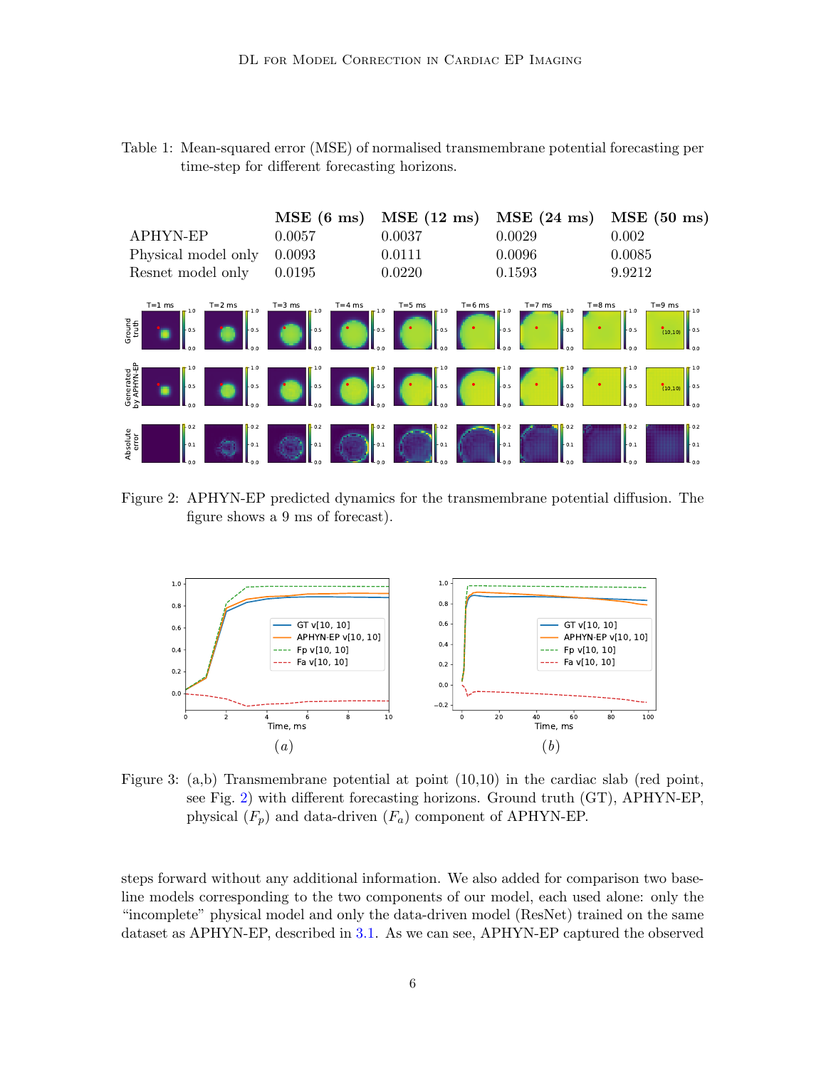Table 1: Mean-squared error (MSE) of normalised transmembrane potential forecasting per time-step for different forecasting horizons.

| | **MSE (6 ms)** | **MSE (12 ms)** | **MSE (24 ms)** | **MSE (50 ms)** |
|---|---|---|---|---|
| APHYN-EP | 0.0057 | 0.0037 | 0.0029 | 0.002 |
| Physical model only | 0.0093 | 0.0111 | 0.0096 | 0.0085 |
| Resnet model only | 0.0195 | 0.0220 | 0.1593 | 9.9212 |

Figure 2: APHYN-EP predicted dynamics for the transmembrane potential diffusion. The figure shows a 9 ms of forecast).

Figure 3: (a,b) Transmembrane potential at point (10,10) in the cardiac slab (red point, see Fig. 2) with different forecasting horizons. Ground truth (GT), APHYN-EP, physical ($F_p$) and data-driven ($F_a$) component of APHYN-EP.

steps forward without any additional information. We also added for comparison two baseline models corresponding to the two components of our model, each used alone: only the "incomplete" physical model and only the data-driven model (ResNet) trained on the same dataset as APHYN-EP, described in 3.1. As we can see, APHYN-EP captured the observed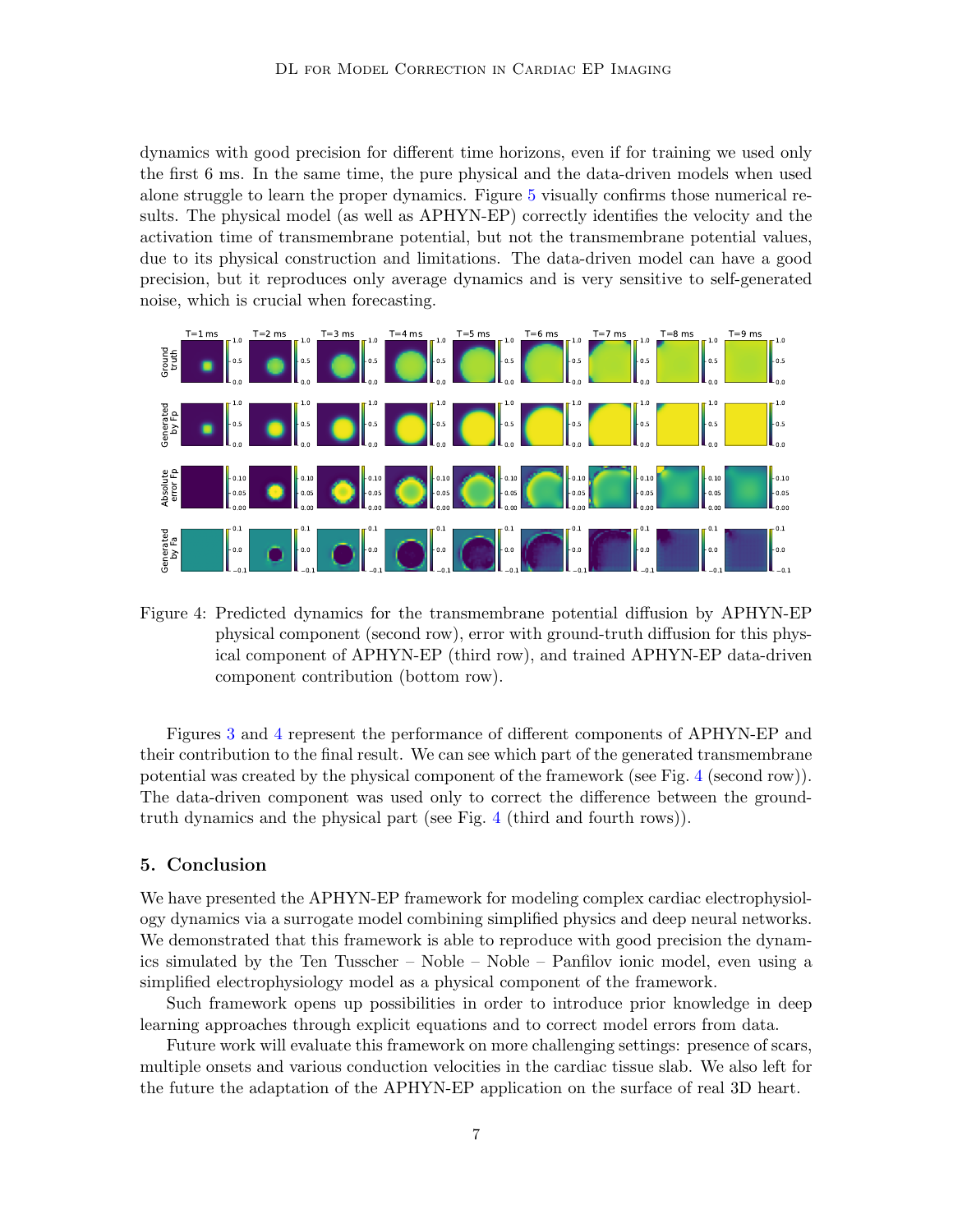dynamics with good precision for different time horizons, even if for training we used only the first 6 ms. In the same time, the pure physical and the data-driven models when used alone struggle to learn the proper dynamics. Figure 5 visually confirms those numerical results. The physical model (as well as APHYN-EP) correctly identifies the velocity and the activation time of transmembrane potential, but not the transmembrane potential values, due to its physical construction and limitations. The data-driven model can have a good precision, but it reproduces only average dynamics and is very sensitive to self-generated noise, which is crucial when forecasting.

Figure 4: Predicted dynamics for the transmembrane potential diffusion by APHYN-EP physical component (second row), error with ground-truth diffusion for this physical component of APHYN-EP (third row), and trained APHYN-EP data-driven component contribution (bottom row).

Figures 3 and 4 represent the performance of different components of APHYN-EP and their contribution to the final result. We can see which part of the generated transmembrane potential was created by the physical component of the framework (see Fig. 4 (second row)). The data-driven component was used only to correct the difference between the ground-truth dynamics and the physical part (see Fig. 4 (third and fourth rows)).

## 5. Conclusion

We have presented the APHYN-EP framework for modeling complex cardiac electrophysiology dynamics via a surrogate model combining simplified physics and deep neural networks. We demonstrated that this framework is able to reproduce with good precision the dynamics simulated by the Ten Tusscher – Noble – Noble – Panfilov ionic model, even using a simplified electrophysiology model as a physical component of the framework.

Such framework opens up possibilities in order to introduce prior knowledge in deep learning approaches through explicit equations and to correct model errors from data.

Future work will evaluate this framework on more challenging settings: presence of scars, multiple onsets and various conduction velocities in the cardiac tissue slab. We also left for the future the adaptation of the APHYN-EP application on the surface of real 3D heart.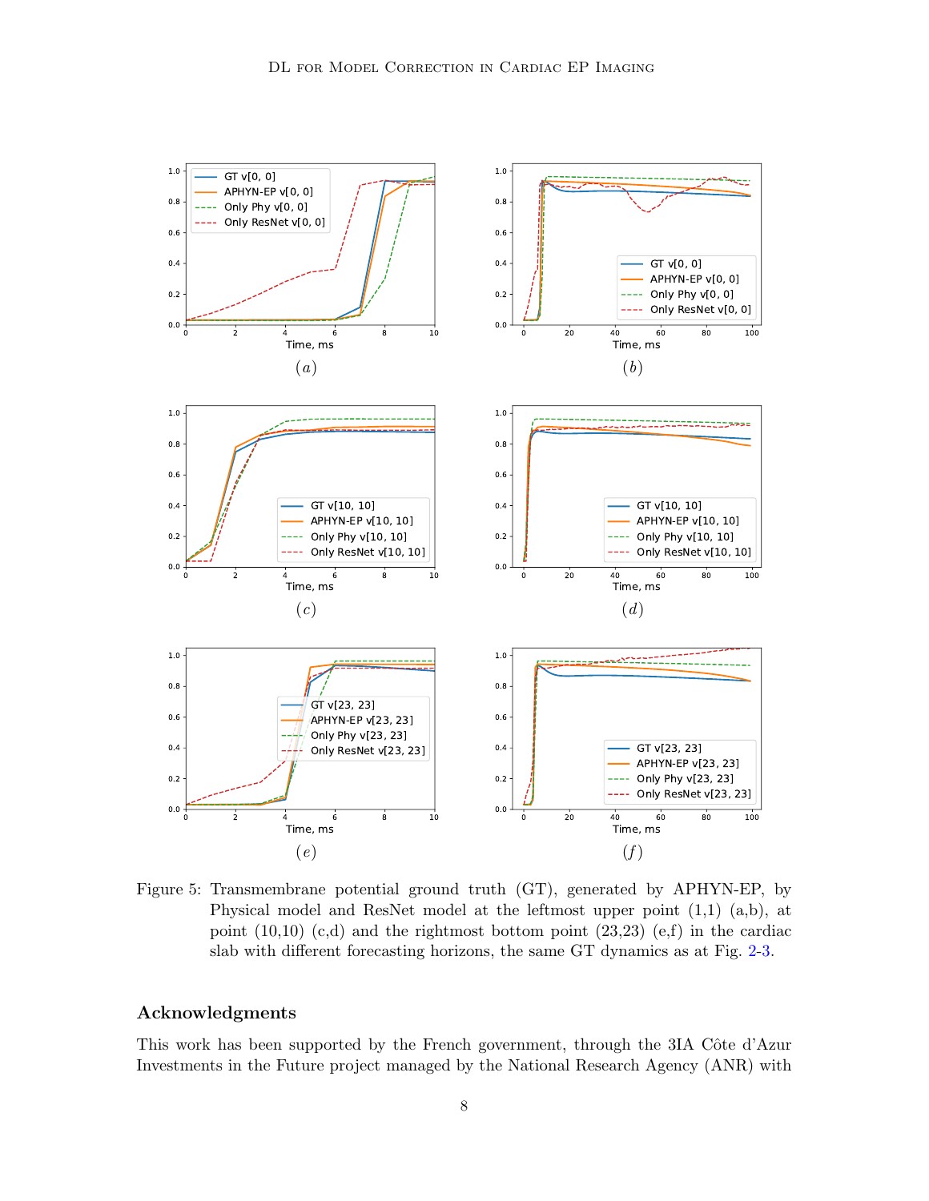Figure 5: Transmembrane potential ground truth (GT), generated by APHYN-EP, by Physical model and ResNet model at the leftmost upper point (1,1) (a,b), at point (10,10) (c,d) and the rightmost bottom point (23,23) (e,f) in the cardiac slab with different forecasting horizons, the same GT dynamics as at Fig. 2-3.

## Acknowledgments

This work has been supported by the French government, through the 3IA Côte d'Azur Investments in the Future project managed by the National Research Agency (ANR) with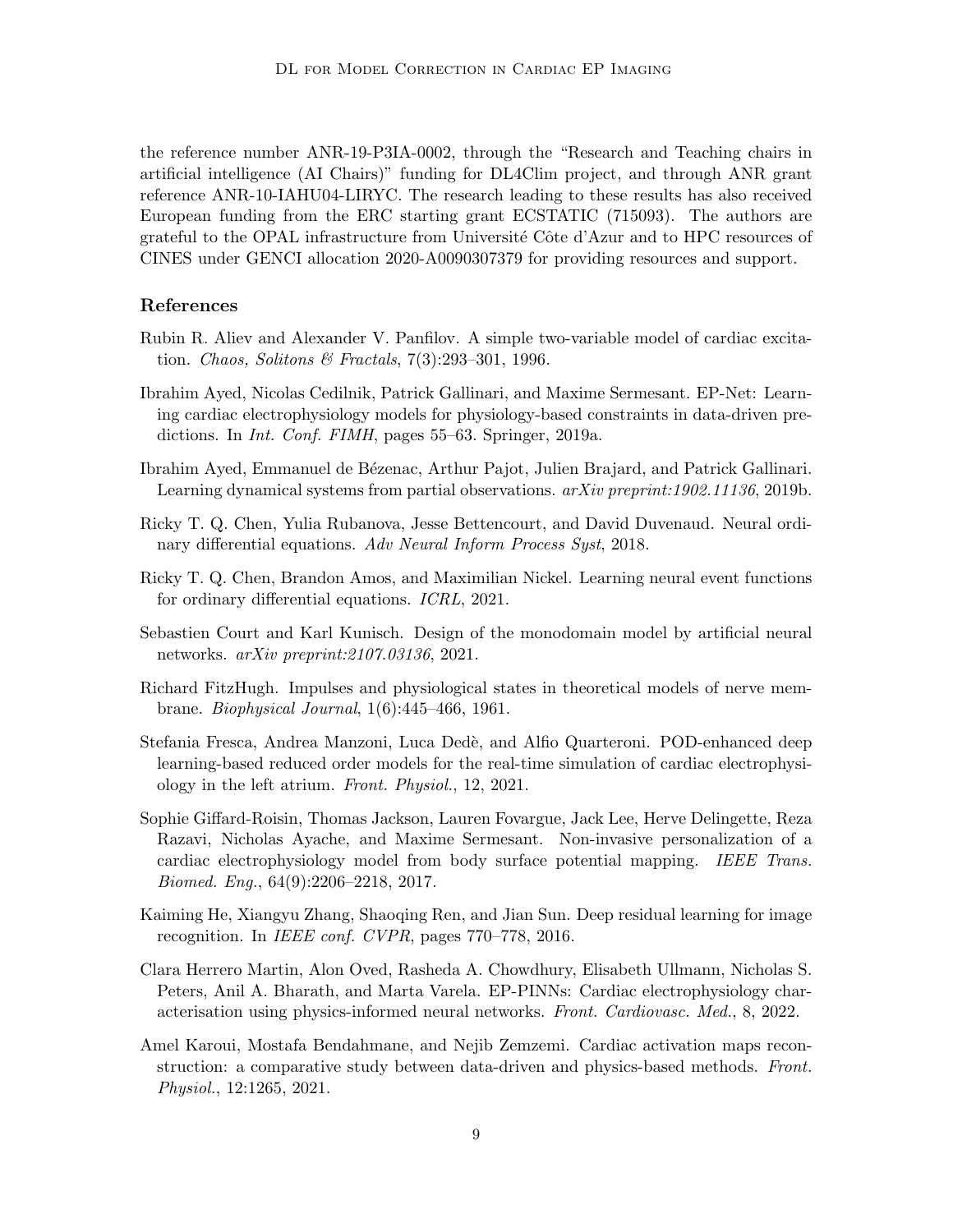the reference number ANR-19-P3IA-0002, through the "Research and Teaching chairs in artificial intelligence (AI Chairs)" funding for DL4Clim project, and through ANR grant reference ANR-10-IAHU04-LIRYC. The research leading to these results has also received European funding from the ERC starting grant ECSTATIC (715093). The authors are grateful to the OPAL infrastructure from Université Côte d'Azur and to HPC resources of CINES under GENCI allocation 2020-A0090307379 for providing resources and support.

## References

Rubin R. Aliev and Alexander V. Panfilov. A simple two-variable model of cardiac excitation. *Chaos, Solitons & Fractals*, 7(3):293–301, 1996.

Ibrahim Ayed, Nicolas Cedilnik, Patrick Gallinari, and Maxime Sermesant. EP-Net: Learning cardiac electrophysiology models for physiology-based constraints in data-driven predictions. In *Int. Conf. FIMH*, pages 55–63. Springer, 2019a.

Ibrahim Ayed, Emmanuel de Bézenac, Arthur Pajot, Julien Brajard, and Patrick Gallinari. Learning dynamical systems from partial observations. *arXiv preprint:1902.11136*, 2019b.

Ricky T. Q. Chen, Yulia Rubanova, Jesse Bettencourt, and David Duvenaud. Neural ordinary differential equations. *Adv Neural Inform Process Syst*, 2018.

Ricky T. Q. Chen, Brandon Amos, and Maximilian Nickel. Learning neural event functions for ordinary differential equations. *ICRL*, 2021.

Sebastien Court and Karl Kunisch. Design of the monodomain model by artificial neural networks. *arXiv preprint:2107.03136*, 2021.

Richard FitzHugh. Impulses and physiological states in theoretical models of nerve membrane. *Biophysical Journal*, 1(6):445–466, 1961.

Stefania Fresca, Andrea Manzoni, Luca Dedè, and Alfio Quarteroni. POD-enhanced deep learning-based reduced order models for the real-time simulation of cardiac electrophysiology in the left atrium. *Front. Physiol.*, 12, 2021.

Sophie Giffard-Roisin, Thomas Jackson, Lauren Fovargue, Jack Lee, Herve Delingette, Reza Razavi, Nicholas Ayache, and Maxime Sermesant. Non-invasive personalization of a cardiac electrophysiology model from body surface potential mapping. *IEEE Trans. Biomed. Eng.*, 64(9):2206–2218, 2017.

Kaiming He, Xiangyu Zhang, Shaoqing Ren, and Jian Sun. Deep residual learning for image recognition. In *IEEE conf. CVPR*, pages 770–778, 2016.

Clara Herrero Martin, Alon Oved, Rasheda A. Chowdhury, Elisabeth Ullmann, Nicholas S. Peters, Anil A. Bharath, and Marta Varela. EP-PINNs: Cardiac electrophysiology characterisation using physics-informed neural networks. *Front. Cardiovasc. Med.*, 8, 2022.

Amel Karoui, Mostafa Bendahmane, and Nejib Zemzemi. Cardiac activation maps reconstruction: a comparative study between data-driven and physics-based methods. *Front. Physiol.*, 12:1265, 2021.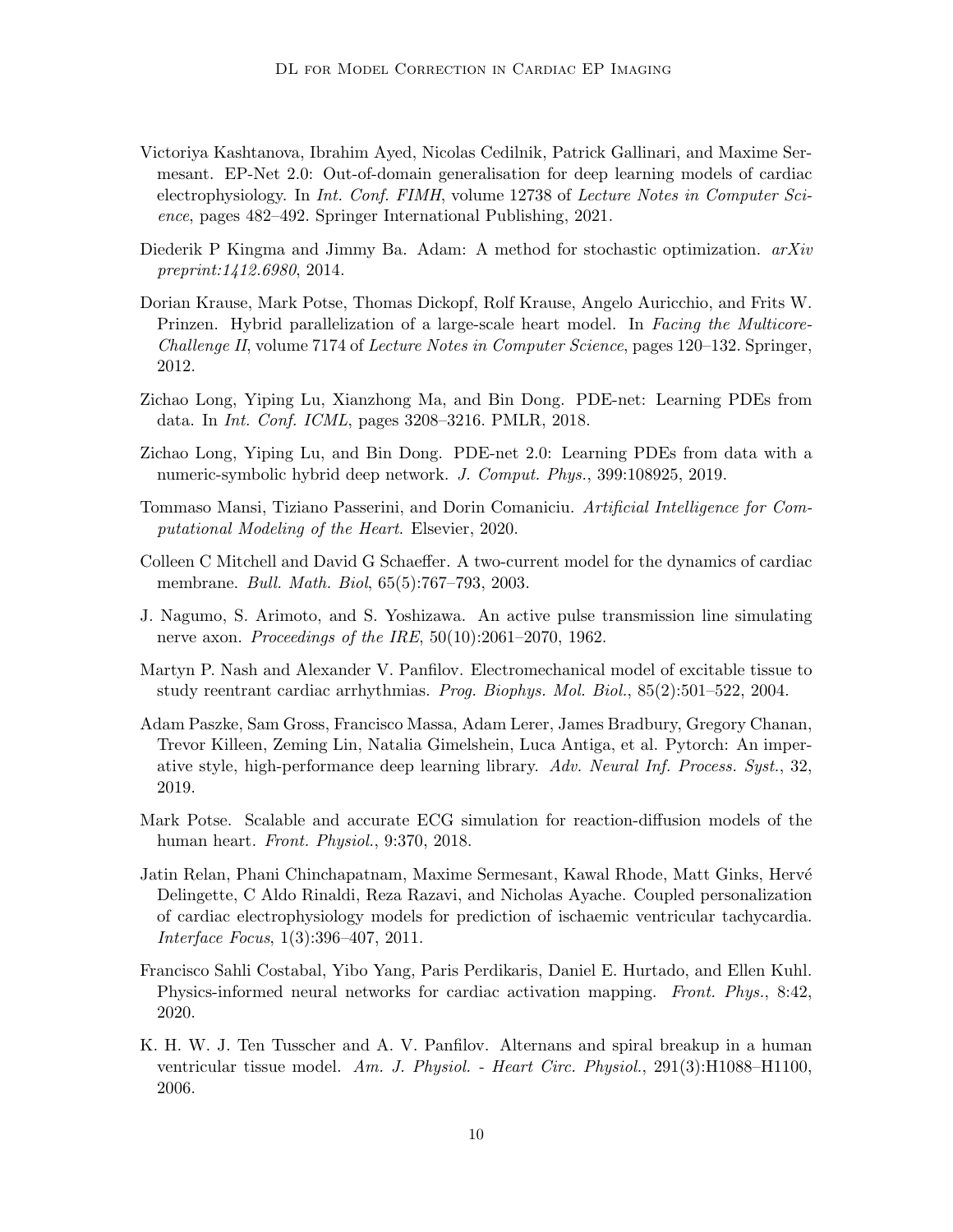Victoriya Kashtanova, Ibrahim Ayed, Nicolas Cedilnik, Patrick Gallinari, and Maxime Sermesant. EP-Net 2.0: Out-of-domain generalisation for deep learning models of cardiac electrophysiology. In *Int. Conf. FIMH*, volume 12738 of *Lecture Notes in Computer Science*, pages 482–492. Springer International Publishing, 2021.

Diederik P Kingma and Jimmy Ba. Adam: A method for stochastic optimization. *arXiv preprint:1412.6980*, 2014.

Dorian Krause, Mark Potse, Thomas Dickopf, Rolf Krause, Angelo Auricchio, and Frits W. Prinzen. Hybrid parallelization of a large-scale heart model. In *Facing the Multicore-Challenge II*, volume 7174 of *Lecture Notes in Computer Science*, pages 120–132. Springer, 2012.

Zichao Long, Yiping Lu, Xianzhong Ma, and Bin Dong. PDE-net: Learning PDEs from data. In *Int. Conf. ICML*, pages 3208–3216. PMLR, 2018.

Zichao Long, Yiping Lu, and Bin Dong. PDE-net 2.0: Learning PDEs from data with a numeric-symbolic hybrid deep network. *J. Comput. Phys.*, 399:108925, 2019.

Tommaso Mansi, Tiziano Passerini, and Dorin Comaniciu. *Artificial Intelligence for Computational Modeling of the Heart*. Elsevier, 2020.

Colleen C Mitchell and David G Schaeffer. A two-current model for the dynamics of cardiac membrane. *Bull. Math. Biol*, 65(5):767–793, 2003.

J. Nagumo, S. Arimoto, and S. Yoshizawa. An active pulse transmission line simulating nerve axon. *Proceedings of the IRE*, 50(10):2061–2070, 1962.

Martyn P. Nash and Alexander V. Panfilov. Electromechanical model of excitable tissue to study reentrant cardiac arrhythmias. *Prog. Biophys. Mol. Biol.*, 85(2):501–522, 2004.

Adam Paszke, Sam Gross, Francisco Massa, Adam Lerer, James Bradbury, Gregory Chanan, Trevor Killeen, Zeming Lin, Natalia Gimelshein, Luca Antiga, et al. Pytorch: An imperative style, high-performance deep learning library. *Adv. Neural Inf. Process. Syst.*, 32, 2019.

Mark Potse. Scalable and accurate ECG simulation for reaction-diffusion models of the human heart. *Front. Physiol.*, 9:370, 2018.

Jatin Relan, Phani Chinchapatnam, Maxime Sermesant, Kawal Rhode, Matt Ginks, Hervé Delingette, C Aldo Rinaldi, Reza Razavi, and Nicholas Ayache. Coupled personalization of cardiac electrophysiology models for prediction of ischaemic ventricular tachycardia. *Interface Focus*, 1(3):396–407, 2011.

Francisco Sahli Costabal, Yibo Yang, Paris Perdikaris, Daniel E. Hurtado, and Ellen Kuhl. Physics-informed neural networks for cardiac activation mapping. *Front. Phys.*, 8:42, 2020.

K. H. W. J. Ten Tusscher and A. V. Panfilov. Alternans and spiral breakup in a human ventricular tissue model. *Am. J. Physiol. - Heart Circ. Physiol.*, 291(3):H1088–H1100, 2006.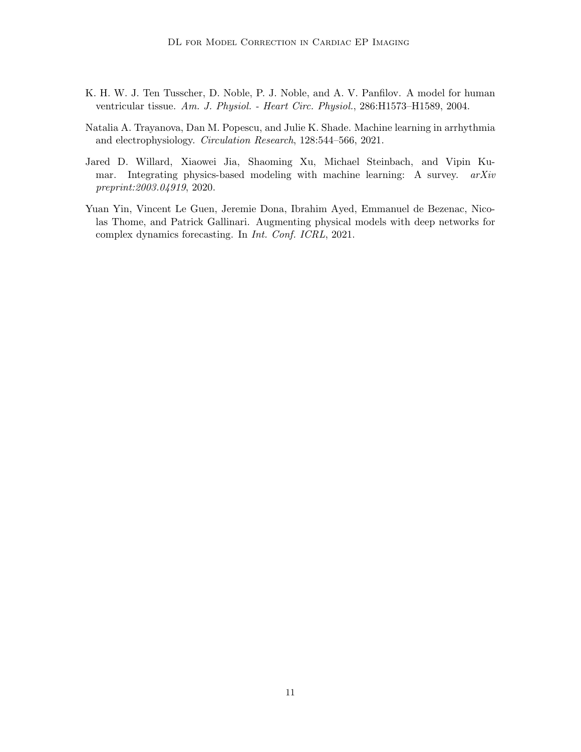K. H. W. J. Ten Tusscher, D. Noble, P. J. Noble, and A. V. Panfilov. A model for human ventricular tissue. *Am. J. Physiol. - Heart Circ. Physiol.*, 286:H1573–H1589, 2004.

Natalia A. Trayanova, Dan M. Popescu, and Julie K. Shade. Machine learning in arrhythmia and electrophysiology. *Circulation Research*, 128:544–566, 2021.

Jared D. Willard, Xiaowei Jia, Shaoming Xu, Michael Steinbach, and Vipin Kumar. Integrating physics-based modeling with machine learning: A survey. *arXiv preprint:2003.04919*, 2020.

Yuan Yin, Vincent Le Guen, Jeremie Dona, Ibrahim Ayed, Emmanuel de Bezenac, Nicolas Thome, and Patrick Gallinari. Augmenting physical models with deep networks for complex dynamics forecasting. In *Int. Conf. ICRL*, 2021.